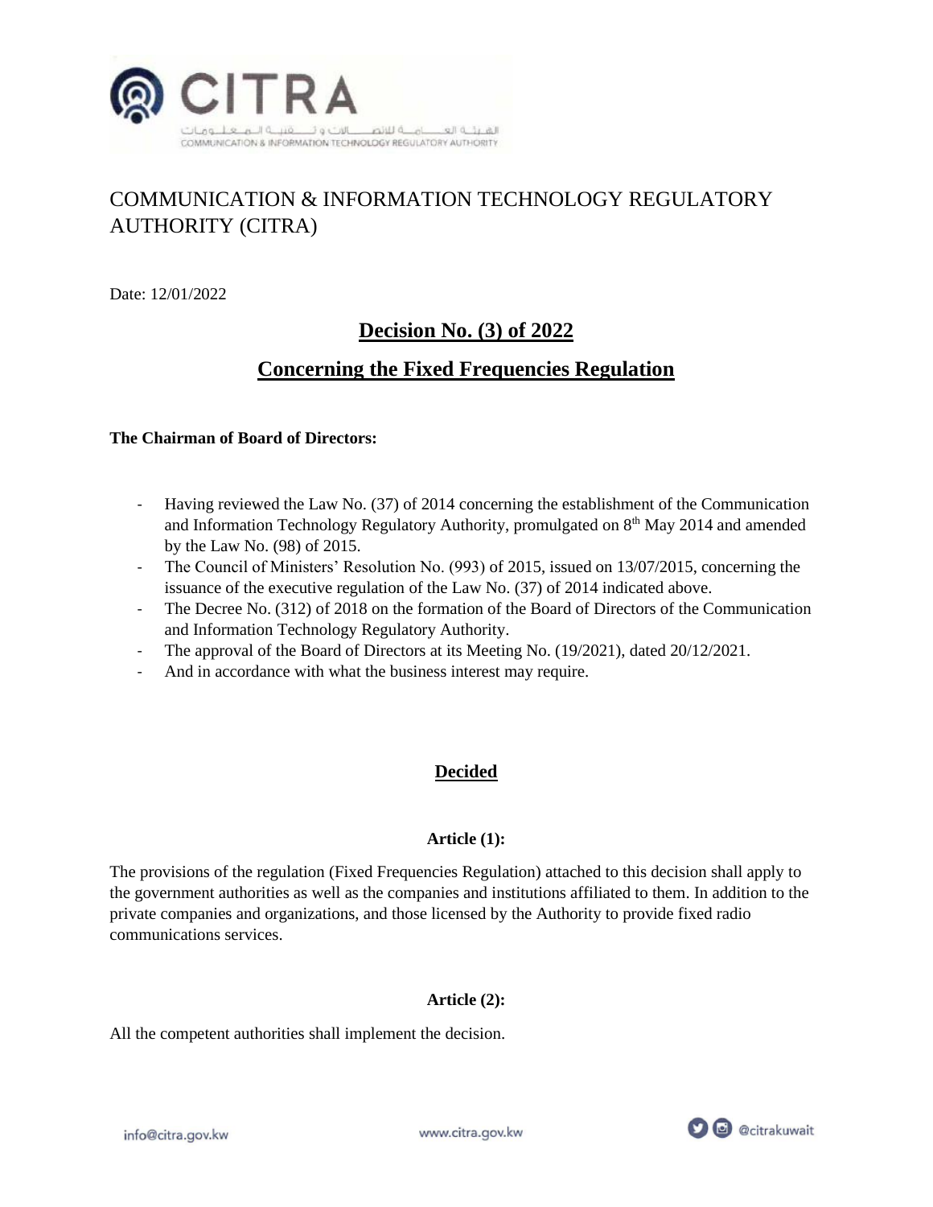# COMMUNICATION & INFORMATION TECHNOLOGY REGULATORY AUTHORITY (CITRA)

Date: 12/01/2022

## Decision No. (3) of 2022

## Concerning the Fixed Frequencies Regulation

**The Chairman of Board of Directors:**

- Having reviewed the Law No. (37) of 2014 concerning the establishment of the Communication and Information Technology Regulatory Authority, promulgated on 8th May 2014 and amended by the Law No. (98) of 2015.
- The Council of Ministers' Resolution No. (993) of 2015, issued on 13/07/2015, concerning the issuance of the executive regulation of the Law No. (37) of 2014 indicated above.
- The Decree No. (312) of 2018 on the formation of the Board of Directors of the Communication and Information Technology Regulatory Authority.
- The approval of the Board of Directors at its Meeting No. (19/2021), dated 20/12/2021.
- And in accordance with what the business interest may require.

## Decided

**Article (1):**

The provisions of the regulation (Fixed Frequencies Regulation) attached to this decision shall apply to the government authorities as well as the companies and institutions affiliated to them. In addition to the private companies and organizations, and those licensed by the Authority to provide fixed radio communications services.

**Article (2):**

All the competent authorities shall implement the decision.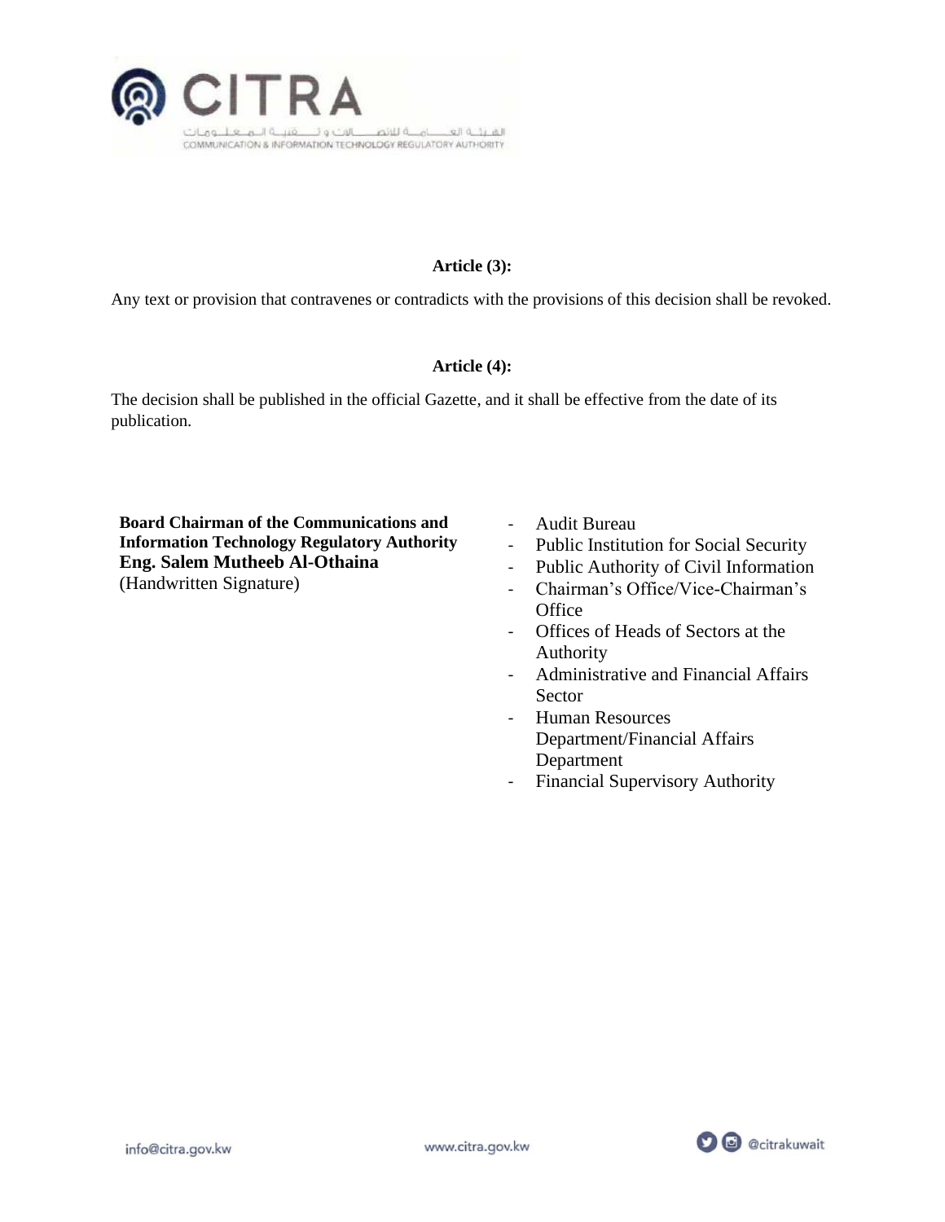**Article (3):**

Any text or provision that contravenes or contradicts with the provisions of this decision shall be revoked.

**Article (4):**

The decision shall be published in the official Gazette, and it shall be effective from the date of its publication.

**Board Chairman of the Communications and Information Technology Regulatory Authority**
**Eng. Salem Mutheeb Al-Othaina**
(Handwritten Signature)

- Audit Bureau
- Public Institution for Social Security
- Public Authority of Civil Information
- Chairman's Office/Vice-Chairman's Office
- Offices of Heads of Sectors at the Authority
- Administrative and Financial Affairs Sector
- Human Resources Department/Financial Affairs Department
- Financial Supervisory Authority